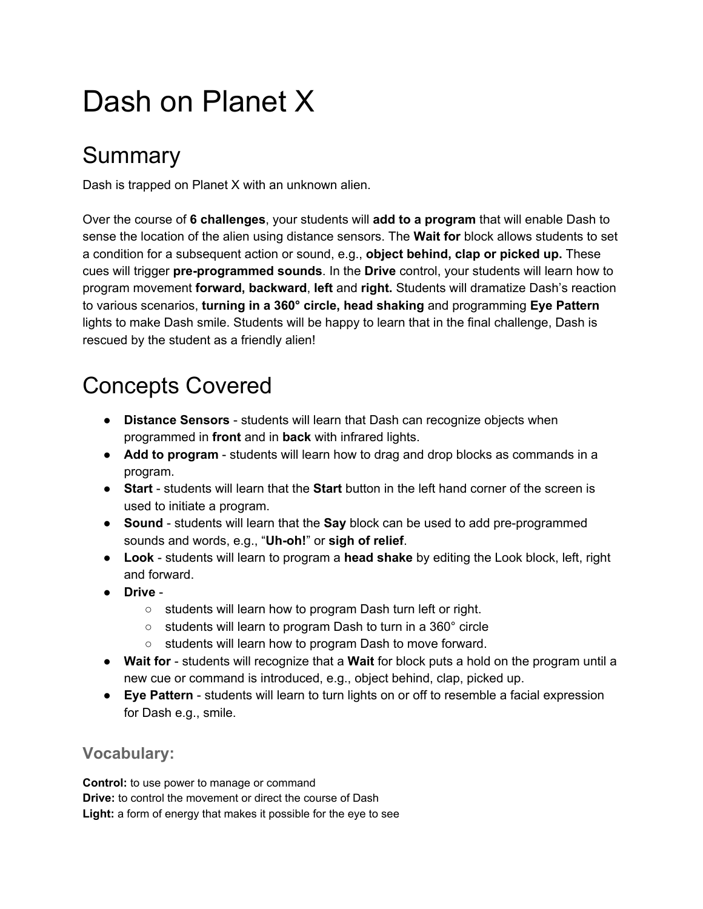# Dash on Planet X

## Summary

Dash is trapped on Planet X with an unknown alien.

Over the course of **6 challenges**, your students will **add to a program** that will enable Dash to sense the location of the alien using distance sensors. The **Wait for** block allows students to set a condition for a subsequent action or sound, e.g., **object behind, clap or picked up.** These cues will trigger **pre-programmed sounds**. In the **Drive** control, your students will learn how to program movement **forward, backward**, **left** and **right.** Students will dramatize Dash's reaction to various scenarios, **turning in a 360° circle, head shaking** and programming **Eye Pattern** lights to make Dash smile. Students will be happy to learn that in the final challenge, Dash is rescued by the student as a friendly alien!

## Concepts Covered

- **Distance Sensors** - students will learn that Dash can recognize objects when programmed in **front** and in **back** with infrared lights.
- **Add to program** - students will learn how to drag and drop blocks as commands in a program.
- **Start** - students will learn that the **Start** button in the left hand corner of the screen is used to initiate a program.
- **Sound** - students will learn that the **Say** block can be used to add pre-programmed sounds and words, e.g., "**Uh-oh!**" or **sigh of relief**.
- **Look** - students will learn to program a **head shake** by editing the Look block, left, right and forward.
- **Drive** -
  - students will learn how to program Dash turn left or right.
  - students will learn to program Dash to turn in a 360° circle
  - students will learn how to program Dash to move forward.
- **Wait for** - students will recognize that a **Wait** for block puts a hold on the program until a new cue or command is introduced, e.g., object behind, clap, picked up.
- **Eye Pattern** - students will learn to turn lights on or off to resemble a facial expression for Dash e.g., smile.

### Vocabulary:

**Control:** to use power to manage or command
**Drive:** to control the movement or direct the course of Dash
**Light:** a form of energy that makes it possible for the eye to see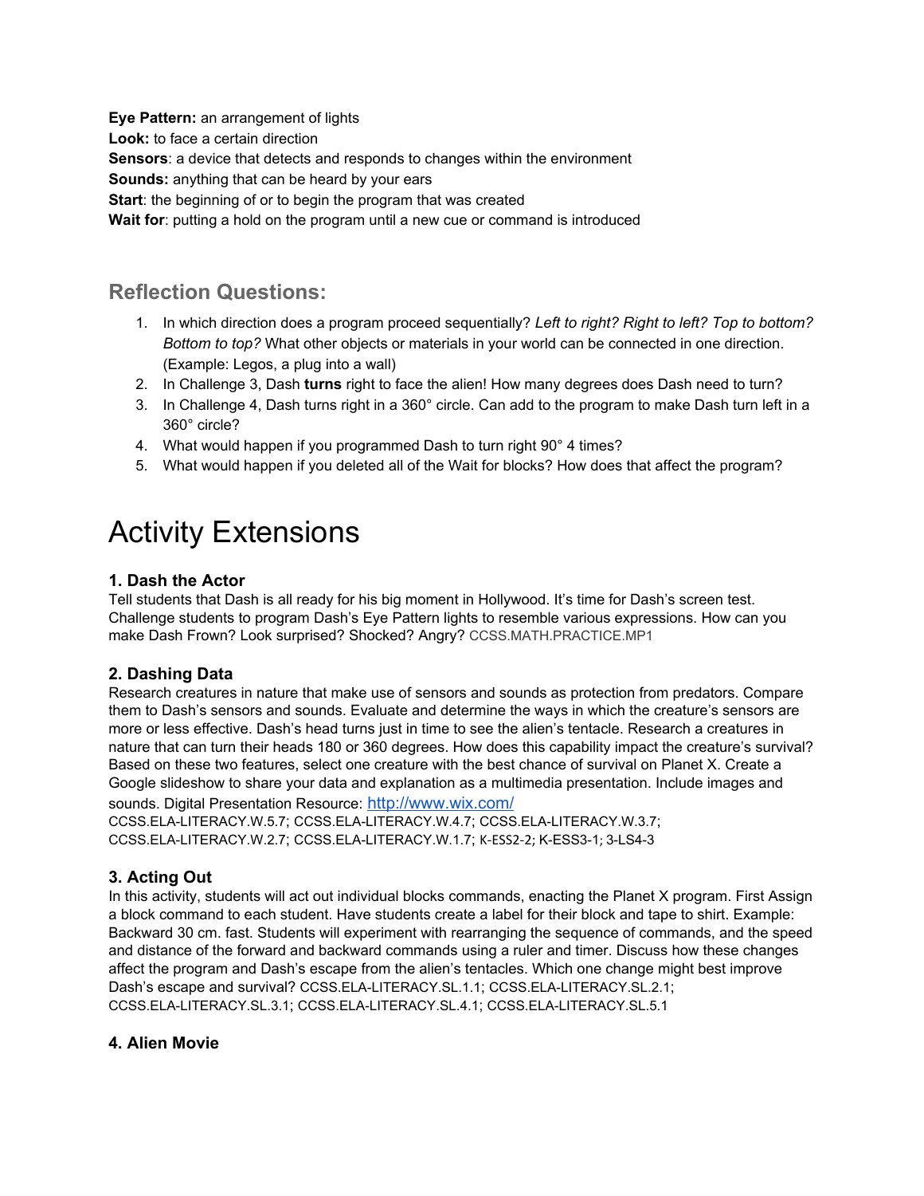**Eye Pattern:** an arrangement of lights
**Look:** to face a certain direction
**Sensors**: a device that detects and responds to changes within the environment
**Sounds:** anything that can be heard by your ears
**Start**: the beginning of or to begin the program that was created
**Wait for**: putting a hold on the program until a new cue or command is introduced

## Reflection Questions:

1. In which direction does a program proceed sequentially? *Left to right? Right to left? Top to bottom? Bottom to top?* What other objects or materials in your world can be connected in one direction. (Example: Legos, a plug into a wall)
2. In Challenge 3, Dash **turns** right to face the alien! How many degrees does Dash need to turn?
3. In Challenge 4, Dash turns right in a 360° circle. Can add to the program to make Dash turn left in a 360° circle?
4. What would happen if you programmed Dash to turn right 90° 4 times?
5. What would happen if you deleted all of the Wait for blocks? How does that affect the program?

# Activity Extensions

### 1. Dash the Actor

Tell students that Dash is all ready for his big moment in Hollywood. It's time for Dash's screen test. Challenge students to program Dash's Eye Pattern lights to resemble various expressions. How can you make Dash Frown? Look surprised? Shocked? Angry? CCSS.MATH.PRACTICE.MP1

### 2. Dashing Data

Research creatures in nature that make use of sensors and sounds as protection from predators. Compare them to Dash's sensors and sounds. Evaluate and determine the ways in which the creature's sensors are more or less effective. Dash's head turns just in time to see the alien's tentacle. Research a creatures in nature that can turn their heads 180 or 360 degrees. How does this capability impact the creature's survival? Based on these two features, select one creature with the best chance of survival on Planet X. Create a Google slideshow to share your data and explanation as a multimedia presentation. Include images and sounds. Digital Presentation Resource: http://www.wix.com/
CCSS.ELA-LITERACY.W.5.7; CCSS.ELA-LITERACY.W.4.7; CCSS.ELA-LITERACY.W.3.7; CCSS.ELA-LITERACY.W.2.7; CCSS.ELA-LITERACY.W.1.7; K-ESS2-2; K-ESS3-1; 3-LS4-3

### 3. Acting Out

In this activity, students will act out individual blocks commands, enacting the Planet X program. First Assign a block command to each student. Have students create a label for their block and tape to shirt. Example: Backward 30 cm. fast. Students will experiment with rearranging the sequence of commands, and the speed and distance of the forward and backward commands using a ruler and timer. Discuss how these changes affect the program and Dash's escape from the alien's tentacles. Which one change might best improve Dash's escape and survival? CCSS.ELA-LITERACY.SL.1.1; CCSS.ELA-LITERACY.SL.2.1; CCSS.ELA-LITERACY.SL.3.1; CCSS.ELA-LITERACY.SL.4.1; CCSS.ELA-LITERACY.SL.5.1

### 4. Alien Movie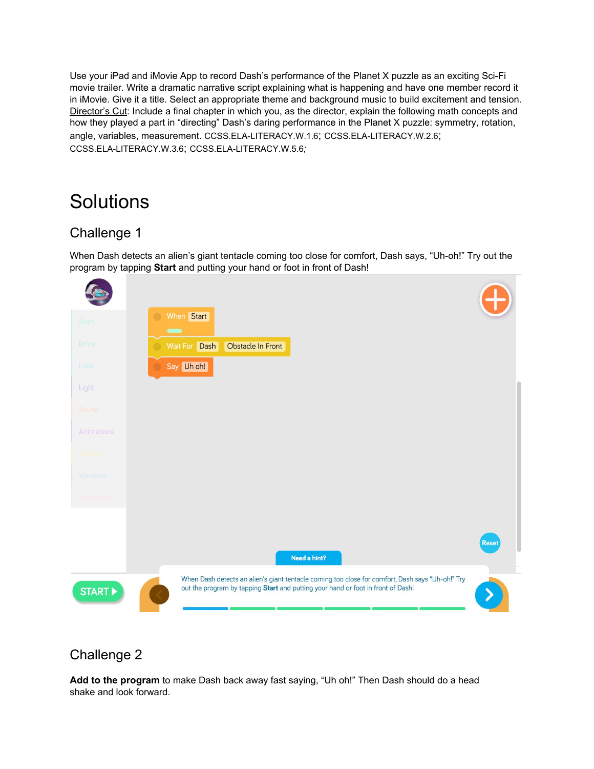Use your iPad and iMovie App to record Dash's performance of the Planet X puzzle as an exciting Sci-Fi movie trailer. Write a dramatic narrative script explaining what is happening and have one member record it in iMovie. Give it a title. Select an appropriate theme and background music to build excitement and tension. Director's Cut: Include a final chapter in which you, as the director, explain the following math concepts and how they played a part in "directing" Dash's daring performance in the Planet X puzzle: symmetry, rotation, angle, variables, measurement. CCSS.ELA-LITERACY.W.1.6; CCSS.ELA-LITERACY.W.2.6; CCSS.ELA-LITERACY.W.3.6; CCSS.ELA-LITERACY.W.5.6;

# Solutions

## Challenge 1

When Dash detects an alien's giant tentacle coming too close for comfort, Dash says, "Uh-oh!" Try out the program by tapping **Start** and putting your hand or foot in front of Dash!

## Challenge 2

**Add to the program** to make Dash back away fast saying, "Uh oh!" Then Dash should do a head shake and look forward.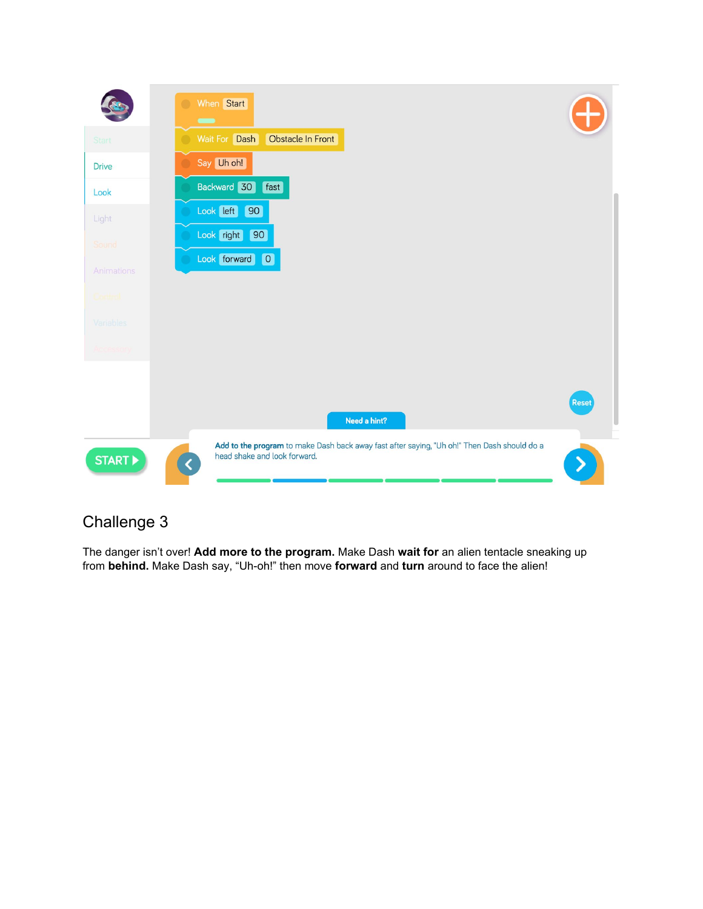When Start

Wait For Dash Obstacle In Front

Say Uh oh!

Backward 30 fast

Look left 90

Look right 90

Look forward 0

Start

Drive

Look

Light

Sound

Animations

Variables

Need a hint?

Reset

START

**Add to the program** to make Dash back away fast after saying, "Uh oh!" Then Dash should do a head shake and look forward.

## Challenge 3

The danger isn't over! **Add more to the program.** Make Dash **wait for** an alien tentacle sneaking up from **behind.** Make Dash say, "Uh-oh!" then move **forward** and **turn** around to face the alien!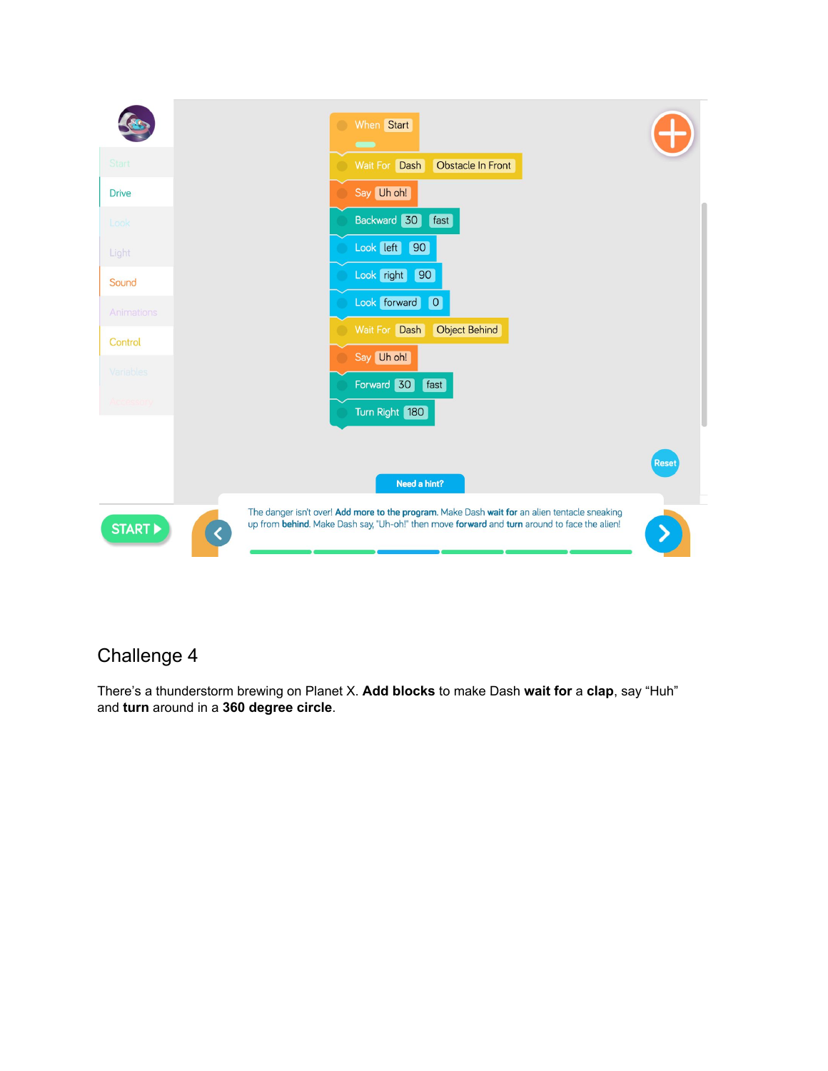Start

Drive

Look

Light

Sound

Animations

Control

Variables

Accessory

```
When Start
Wait For Dash Obstacle In Front
Say Uh oh!
Backward 30 fast
Look left 90
Look right 90
Look forward 0
Wait For Dash Object Behind
Say Uh oh!
Forward 30 fast
Turn Right 180
```

Reset

Need a hint?

START

The danger isn't over! **Add more to the program.** Make Dash **wait for** an alien tentacle sneaking up from **behind**. Make Dash say, "Uh-oh!" then move **forward** and **turn** around to face the alien!

## Challenge 4

There's a thunderstorm brewing on Planet X. **Add blocks** to make Dash **wait for** a **clap**, say "Huh" and **turn** around in a **360 degree circle**.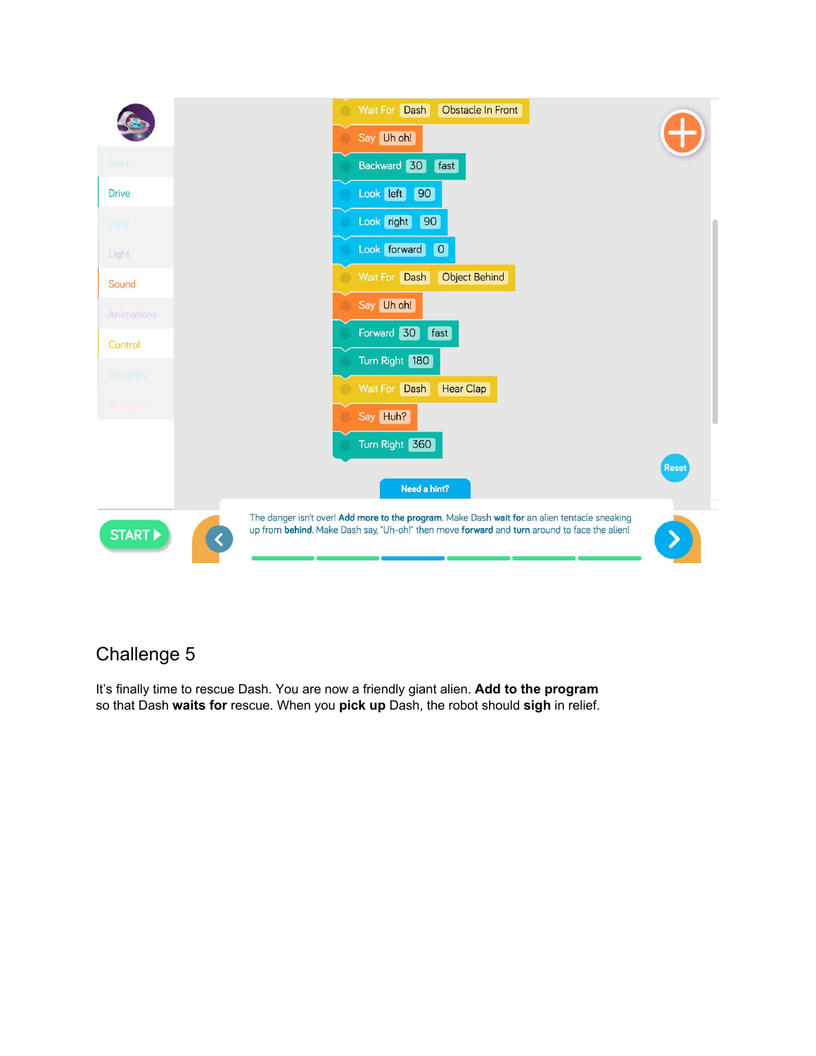```
Wait For  Dash  Obstacle In Front
Say  Uh oh!
Backward  30  fast
Look  left  90
Look  right  90
Look  forward  0
Wait For  Dash  Object Behind
Say  Uh oh!
Forward  30  fast
Turn Right  180
Wait For  Dash  Hear Clap
Say  Huh?
Turn Right  360
```

Need a hint?

The danger isn't over! **Add more to the program**. Make Dash **wait for** an alien tentacle sneaking up from **behind**. Make Dash say, "Uh-oh!" then move **forward** and **turn** around to face the alien!

## Challenge 5

It's finally time to rescue Dash. You are now a friendly giant alien. **Add to the program** so that Dash **waits for** rescue. When you **pick up** Dash, the robot should **sigh** in relief.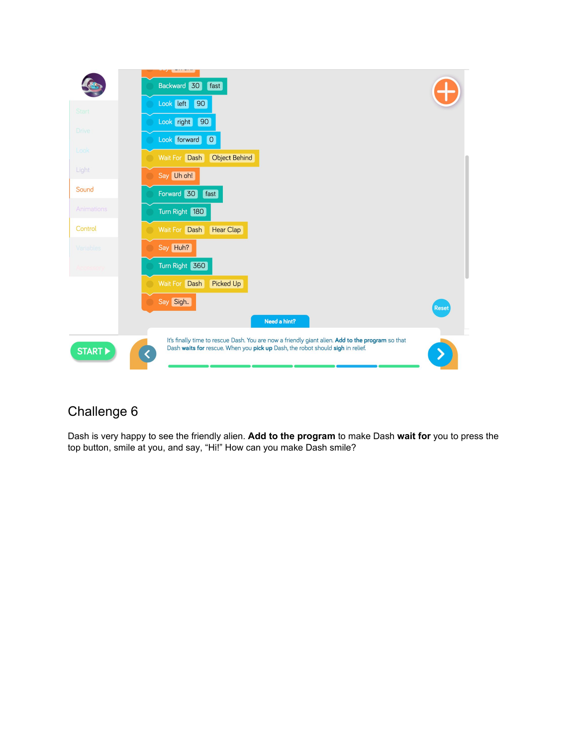Backward 30 fast

Look left 90

Look right 90

Look forward 0

Wait For Dash Object Behind

Say Uh oh!

Forward 30 fast

Turn Right 180

Wait For Dash Hear Clap

Say Huh?

Turn Right 360

Wait For Dash Picked Up

Say Sigh..

Need a hint?

It's finally time to rescue Dash. You are now a friendly giant alien. **Add to the program** so that Dash **waits for** rescue. When you **pick up** Dash, the robot should **sigh** in relief.

## Challenge 6

Dash is very happy to see the friendly alien. **Add to the program** to make Dash **wait for** you to press the top button, smile at you, and say, "Hi!" How can you make Dash smile?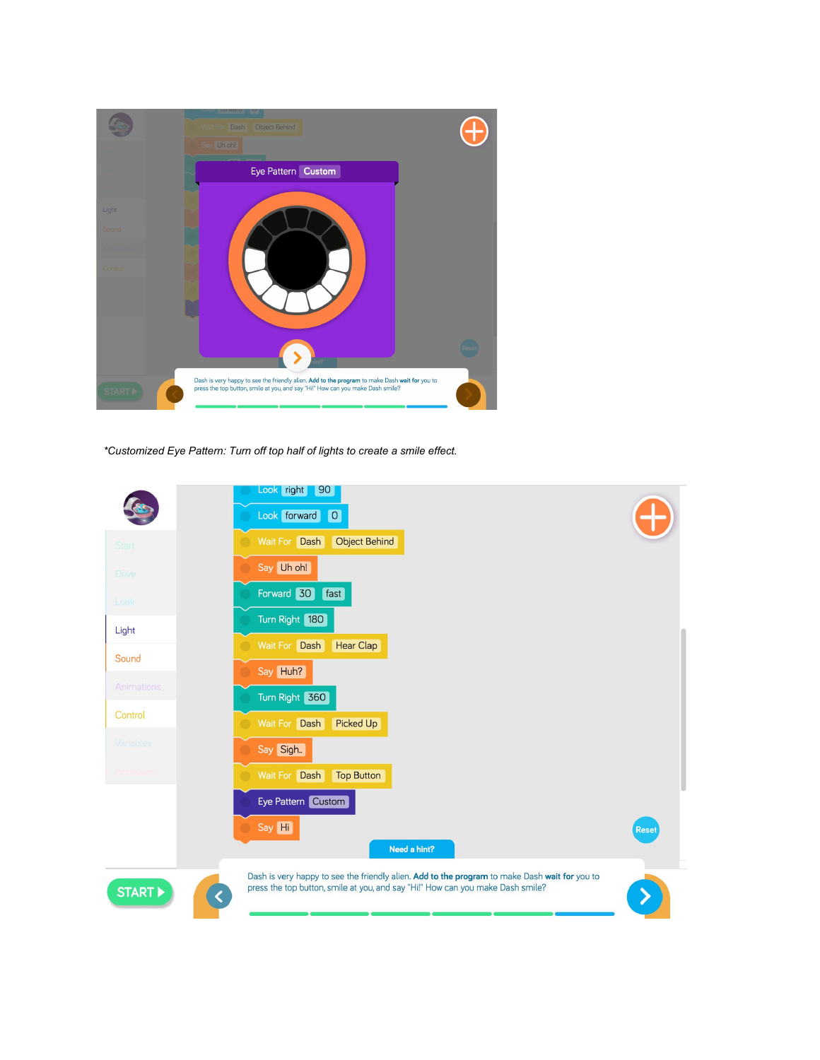*Customized Eye Pattern: Turn off top half of lights to create a smile effect.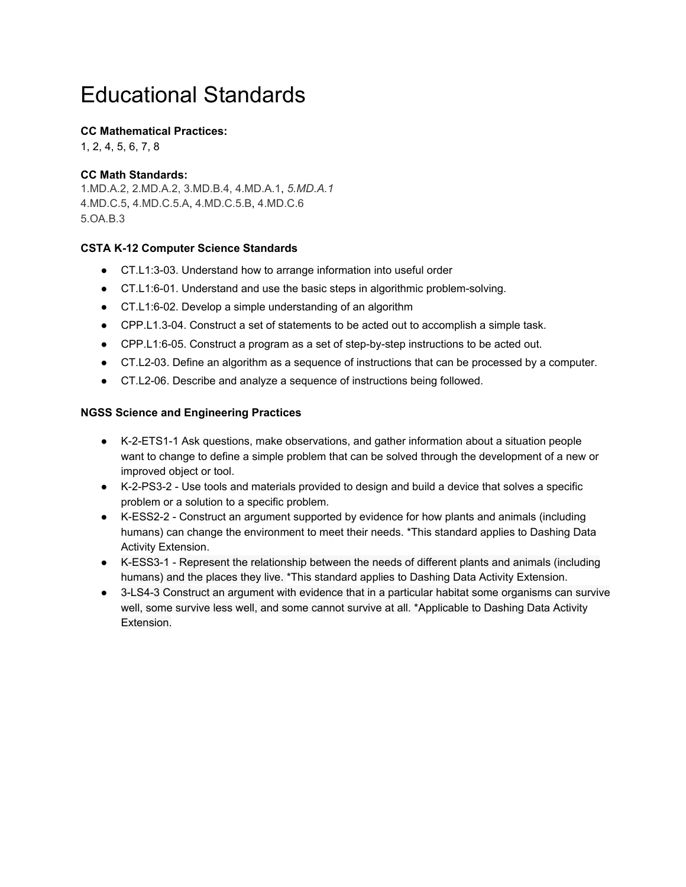# Educational Standards

**CC Mathematical Practices:**
1, 2, 4, 5, 6, 7, 8

**CC Math Standards:**
1.MD.A.2, 2.MD.A.2, 3.MD.B.4, 4.MD.A.1, *5.MD.A.1*
4.MD.C.5, 4.MD.C.5.A, 4.MD.C.5.B, 4.MD.C.6
5.OA.B.3

**CSTA K-12 Computer Science Standards**

- CT.L1:3-03. Understand how to arrange information into useful order
- CT.L1:6-01. Understand and use the basic steps in algorithmic problem-solving.
- CT.L1:6-02. Develop a simple understanding of an algorithm
- CPP.L1.3-04. Construct a set of statements to be acted out to accomplish a simple task.
- CPP.L1:6-05. Construct a program as a set of step-by-step instructions to be acted out.
- CT.L2-03. Define an algorithm as a sequence of instructions that can be processed by a computer.
- CT.L2-06. Describe and analyze a sequence of instructions being followed.

**NGSS Science and Engineering Practices**

- K-2-ETS1-1 Ask questions, make observations, and gather information about a situation people want to change to define a simple problem that can be solved through the development of a new or improved object or tool.
- K-2-PS3-2 - Use tools and materials provided to design and build a device that solves a specific problem or a solution to a specific problem.
- K-ESS2-2 - Construct an argument supported by evidence for how plants and animals (including humans) can change the environment to meet their needs. *This standard applies to Dashing Data Activity Extension.
- K-ESS3-1 - Represent the relationship between the needs of different plants and animals (including humans) and the places they live. *This standard applies to Dashing Data Activity Extension.
- 3-LS4-3 Construct an argument with evidence that in a particular habitat some organisms can survive well, some survive less well, and some cannot survive at all. *Applicable to Dashing Data Activity Extension.